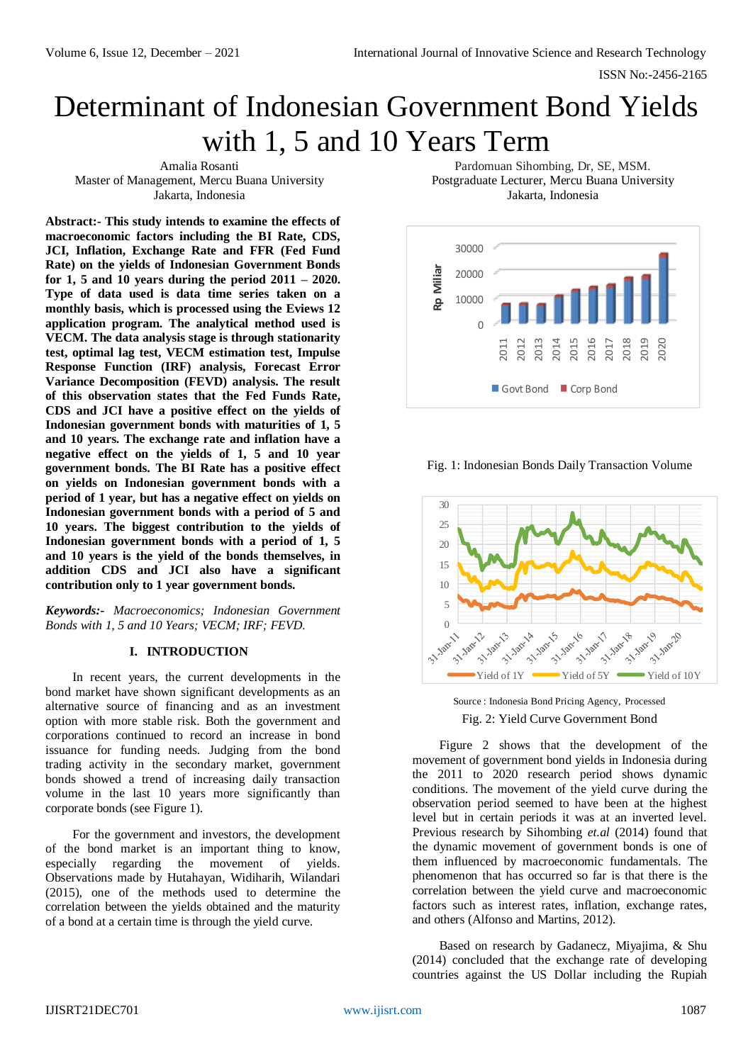# Determinant of Indonesian Government Bond Yields with 1, 5 and 10 Years Term

Amalia Rosanti
Master of Management, Mercu Buana University
Jakarta, Indonesia

Pardomuan Sihombing, Dr, SE, MSM.
Postgraduate Lecturer, Mercu Buana University
Jakarta, Indonesia

**Abstract:- This study intends to examine the effects of macroeconomic factors including the BI Rate, CDS, JCI, Inflation, Exchange Rate and FFR (Fed Fund Rate) on the yields of Indonesian Government Bonds for 1, 5 and 10 years during the period 2011 – 2020. Type of data used is data time series taken on a monthly basis, which is processed using the Eviews 12 application program. The analytical method used is VECM. The data analysis stage is through stationarity test, optimal lag test, VECM estimation test, Impulse Response Function (IRF) analysis, Forecast Error Variance Decomposition (FEVD) analysis. The result of this observation states that the Fed Funds Rate, CDS and JCI have a positive effect on the yields of Indonesian government bonds with maturities of 1, 5 and 10 years. The exchange rate and inflation have a negative effect on the yields of 1, 5 and 10 year government bonds. The BI Rate has a positive effect on yields on Indonesian government bonds with a period of 1 year, but has a negative effect on yields on Indonesian government bonds with a period of 5 and 10 years. The biggest contribution to the yields of Indonesian government bonds with a period of 1, 5 and 10 years is the yield of the bonds themselves, in addition CDS and JCI also have a significant contribution only to 1 year government bonds.**

***Keywords:-*** *Macroeconomics; Indonesian Government Bonds with 1, 5 and 10 Years; VECM; IRF; FEVD.*

## I. INTRODUCTION

In recent years, the current developments in the bond market have shown significant developments as an alternative source of financing and as an investment option with more stable risk. Both the government and corporations continued to record an increase in bond issuance for funding needs. Judging from the bond trading activity in the secondary market, government bonds showed a trend of increasing daily transaction volume in the last 10 years more significantly than corporate bonds (see Figure 1).

For the government and investors, the development of the bond market is an important thing to know, especially regarding the movement of yields. Observations made by Hutahayan, Widiharih, Wilandari (2015), one of the methods used to determine the correlation between the yields obtained and the maturity of a bond at a certain time is through the yield curve.

Rp Miliar
30000
20000
10000
0
2011
2012
2013
2014
2015
2016
2017
2018
2019
2020
Govt Bond
Corp Bond

Fig. 1: Indonesian Bonds Daily Transaction Volume

30
25
20
15
10
5
0
31-Jan-11
31-Jan-12
31-Jan-13
31-Jan-14
31-Jan-15
31-Jan-16
31-Jan-17
31-Jan-18
31-Jan-19
31-Jan-20
Yield of 1Y
Yield of 5Y
Yield of 10Y

Source : Indonesia Bond Pricing Agency, Processed

Fig. 2: Yield Curve Government Bond

Figure 2 shows that the development of the movement of government bond yields in Indonesia during the 2011 to 2020 research period shows dynamic conditions. The movement of the yield curve during the observation period seemed to have been at the highest level but in certain periods it was at an inverted level. Previous research by Sihombing *et.al* (2014) found that the dynamic movement of government bonds is one of them influenced by macroeconomic fundamentals. The phenomenon that has occurred so far is that there is the correlation between the yield curve and macroeconomic factors such as interest rates, inflation, exchange rates, and others (Alfonso and Martins, 2012).

Based on research by Gadanecz, Miyajima, & Shu (2014) concluded that the exchange rate of developing countries against the US Dollar including the Rupiah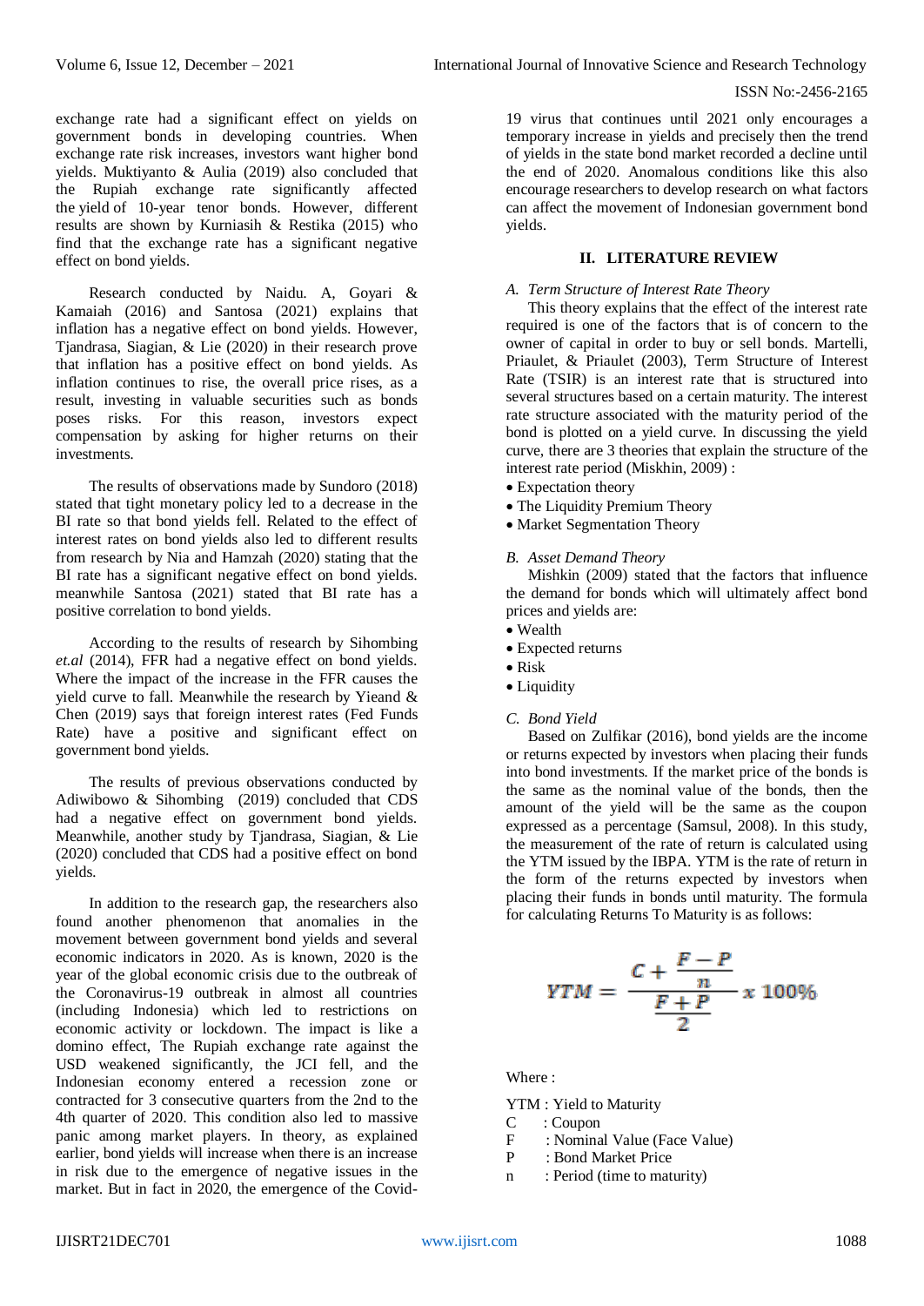exchange rate had a significant effect on yields on government bonds in developing countries. When exchange rate risk increases, investors want higher bond yields. Muktiyanto & Aulia (2019) also concluded that the Rupiah exchange rate significantly affected the yield of 10-year tenor bonds. However, different results are shown by Kurniasih & Restika (2015) who find that the exchange rate has a significant negative effect on bond yields.

Research conducted by Naidu. A, Goyari & Kamaiah (2016) and Santosa (2021) explains that inflation has a negative effect on bond yields. However, Tjandrasa, Siagian, & Lie (2020) in their research prove that inflation has a positive effect on bond yields. As inflation continues to rise, the overall price rises, as a result, investing in valuable securities such as bonds poses risks. For this reason, investors expect compensation by asking for higher returns on their investments.

The results of observations made by Sundoro (2018) stated that tight monetary policy led to a decrease in the BI rate so that bond yields fell. Related to the effect of interest rates on bond yields also led to different results from research by Nia and Hamzah (2020) stating that the BI rate has a significant negative effect on bond yields. meanwhile Santosa (2021) stated that BI rate has a positive correlation to bond yields.

According to the results of research by Sihombing *et.al* (2014), FFR had a negative effect on bond yields. Where the impact of the increase in the FFR causes the yield curve to fall. Meanwhile the research by Yieand & Chen (2019) says that foreign interest rates (Fed Funds Rate) have a positive and significant effect on government bond yields.

The results of previous observations conducted by Adiwibowo & Sihombing (2019) concluded that CDS had a negative effect on government bond yields. Meanwhile, another study by Tjandrasa, Siagian, & Lie (2020) concluded that CDS had a positive effect on bond yields.

In addition to the research gap, the researchers also found another phenomenon that anomalies in the movement between government bond yields and several economic indicators in 2020. As is known, 2020 is the year of the global economic crisis due to the outbreak of the Coronavirus-19 outbreak in almost all countries (including Indonesia) which led to restrictions on economic activity or lockdown. The impact is like a domino effect, The Rupiah exchange rate against the USD weakened significantly, the JCI fell, and the Indonesian economy entered a recession zone or contracted for 3 consecutive quarters from the 2nd to the 4th quarter of 2020. This condition also led to massive panic among market players. In theory, as explained earlier, bond yields will increase when there is an increase in risk due to the emergence of negative issues in the market. But in fact in 2020, the emergence of the Covid-19 virus that continues until 2021 only encourages a temporary increase in yields and precisely then the trend of yields in the state bond market recorded a decline until the end of 2020. Anomalous conditions like this also encourage researchers to develop research on what factors can affect the movement of Indonesian government bond yields.

## II. LITERATURE REVIEW

### *A. Term Structure of Interest Rate Theory*

This theory explains that the effect of the interest rate required is one of the factors that is of concern to the owner of capital in order to buy or sell bonds. Martelli, Priaulet, & Priaulet (2003), Term Structure of Interest Rate (TSIR) is an interest rate that is structured into several structures based on a certain maturity. The interest rate structure associated with the maturity period of the bond is plotted on a yield curve. In discussing the yield curve, there are 3 theories that explain the structure of the interest rate period (Miskhin, 2009) :

- Expectation theory
- The Liquidity Premium Theory
- Market Segmentation Theory

### *B. Asset Demand Theory*

Mishkin (2009) stated that the factors that influence the demand for bonds which will ultimately affect bond prices and yields are:

- Wealth
- Expected returns
- Risk
- Liquidity

### *C. Bond Yield*

Based on Zulfikar (2016), bond yields are the income or returns expected by investors when placing their funds into bond investments. If the market price of the bonds is the same as the nominal value of the bonds, then the amount of the yield will be the same as the coupon expressed as a percentage (Samsul, 2008). In this study, the measurement of the rate of return is calculated using the YTM issued by the IBPA. YTM is the rate of return in the form of the returns expected by investors when placing their funds in bonds until maturity. The formula for calculating Returns To Maturity is as follows:

$$YTM = \frac{C + \frac{F-P}{n}}{\frac{F+P}{2}} x\ 100\%$$

Where :

YTM : Yield to Maturity
C : Coupon
F : Nominal Value (Face Value)
P : Bond Market Price
n : Period (time to maturity)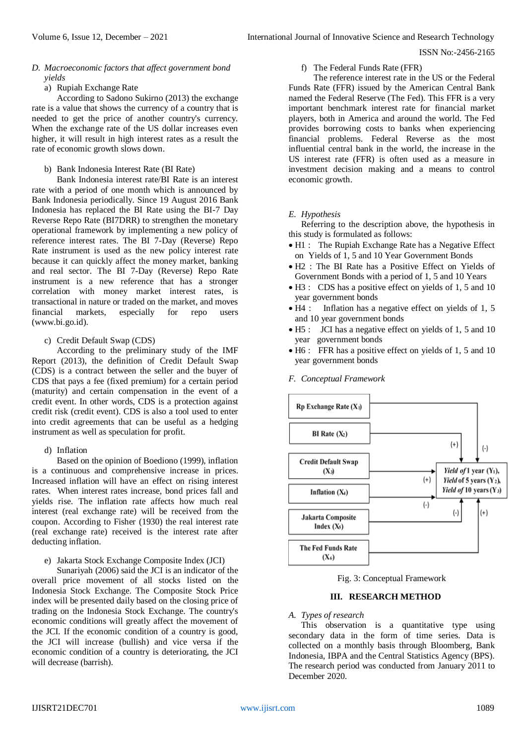*D. Macroeconomic factors that affect government bond yields*

a) Rupiah Exchange Rate

According to Sadono Sukirno (2013) the exchange rate is a value that shows the currency of a country that is needed to get the price of another country's currency. When the exchange rate of the US dollar increases even higher, it will result in high interest rates as a result the rate of economic growth slows down.

b) Bank Indonesia Interest Rate (BI Rate)

Bank Indonesia interest rate/BI Rate is an interest rate with a period of one month which is announced by Bank Indonesia periodically. Since 19 August 2016 Bank Indonesia has replaced the BI Rate using the BI-7 Day Reverse Repo Rate (BI7DRR) to strengthen the monetary operational framework by implementing a new policy of reference interest rates. The BI 7-Day (Reverse) Repo Rate instrument is used as the new policy interest rate because it can quickly affect the money market, banking and real sector. The BI 7-Day (Reverse) Repo Rate instrument is a new reference that has a stronger correlation with money market interest rates, is transactional in nature or traded on the market, and moves financial markets, especially for repo users (www.bi.go.id).

c) Credit Default Swap (CDS)

According to the preliminary study of the IMF Report (2013), the definition of Credit Default Swap (CDS) is a contract between the seller and the buyer of CDS that pays a fee (fixed premium) for a certain period (maturity) and certain compensation in the event of a credit event. In other words, CDS is a protection against credit risk (credit event). CDS is also a tool used to enter into credit agreements that can be useful as a hedging instrument as well as speculation for profit.

d) Inflation

Based on the opinion of Boediono (1999), inflation is a continuous and comprehensive increase in prices. Increased inflation will have an effect on rising interest rates. When interest rates increase, bond prices fall and yields rise. The inflation rate affects how much real interest (real exchange rate) will be received from the coupon. According to Fisher (1930) the real interest rate (real exchange rate) received is the interest rate after deducting inflation.

e) Jakarta Stock Exchange Composite Index (JCI)

Sunariyah (2006) said the JCI is an indicator of the overall price movement of all stocks listed on the Indonesia Stock Exchange. The Composite Stock Price index will be presented daily based on the closing price of trading on the Indonesia Stock Exchange. The country's economic conditions will greatly affect the movement of the JCI. If the economic condition of a country is good, the JCI will increase (bullish) and vice versa if the economic condition of a country is deteriorating, the JCI will decrease (barrish).

f) The Federal Funds Rate (FFR)

The reference interest rate in the US or the Federal Funds Rate (FFR) issued by the American Central Bank named the Federal Reserve (The Fed). This FFR is a very important benchmark interest rate for financial market players, both in America and around the world. The Fed provides borrowing costs to banks when experiencing financial problems. Federal Reverse as the most influential central bank in the world, the increase in the US interest rate (FFR) is often used as a measure in investment decision making and a means to control economic growth.

*E. Hypothesis*

Referring to the description above, the hypothesis in this study is formulated as follows:

- H1 : The Rupiah Exchange Rate has a Negative Effect on Yields of 1, 5 and 10 Year Government Bonds
- H2 : The BI Rate has a Positive Effect on Yields of Government Bonds with a period of 1, 5 and 10 Years
- H3 : CDS has a positive effect on yields of 1, 5 and 10 year government bonds
- H4 : Inflation has a negative effect on yields of 1, 5 and 10 year government bonds
- H5 : JCI has a negative effect on yields of 1, 5 and 10 year government bonds
- H6 : FFR has a positive effect on yields of 1, 5 and 10 year government bonds

*F. Conceptual Framework*

Rp Exchange Rate ($X_1$)
BI Rate ($X_2$)
Credit Default Swap ($X_3$)
Inflation ($X_4$)
Jakarta Composite Index ($X_5$)
The Fed Funds Rate ($X_6$)
(+) (-) (+) (-) (-) (+)
*Yield of* 1 year ($Y_1$), *Yield* of 5 years ($Y_2$), *Yield of* 10 years ($Y_3$)

Fig. 3: Conceptual Framework

## III. RESEARCH METHOD

*A. Types of research*

This observation is a quantitative type using secondary data in the form of time series. Data is collected on a monthly basis through Bloomberg, Bank Indonesia, IBPA and the Central Statistics Agency (BPS). The research period was conducted from January 2011 to December 2020.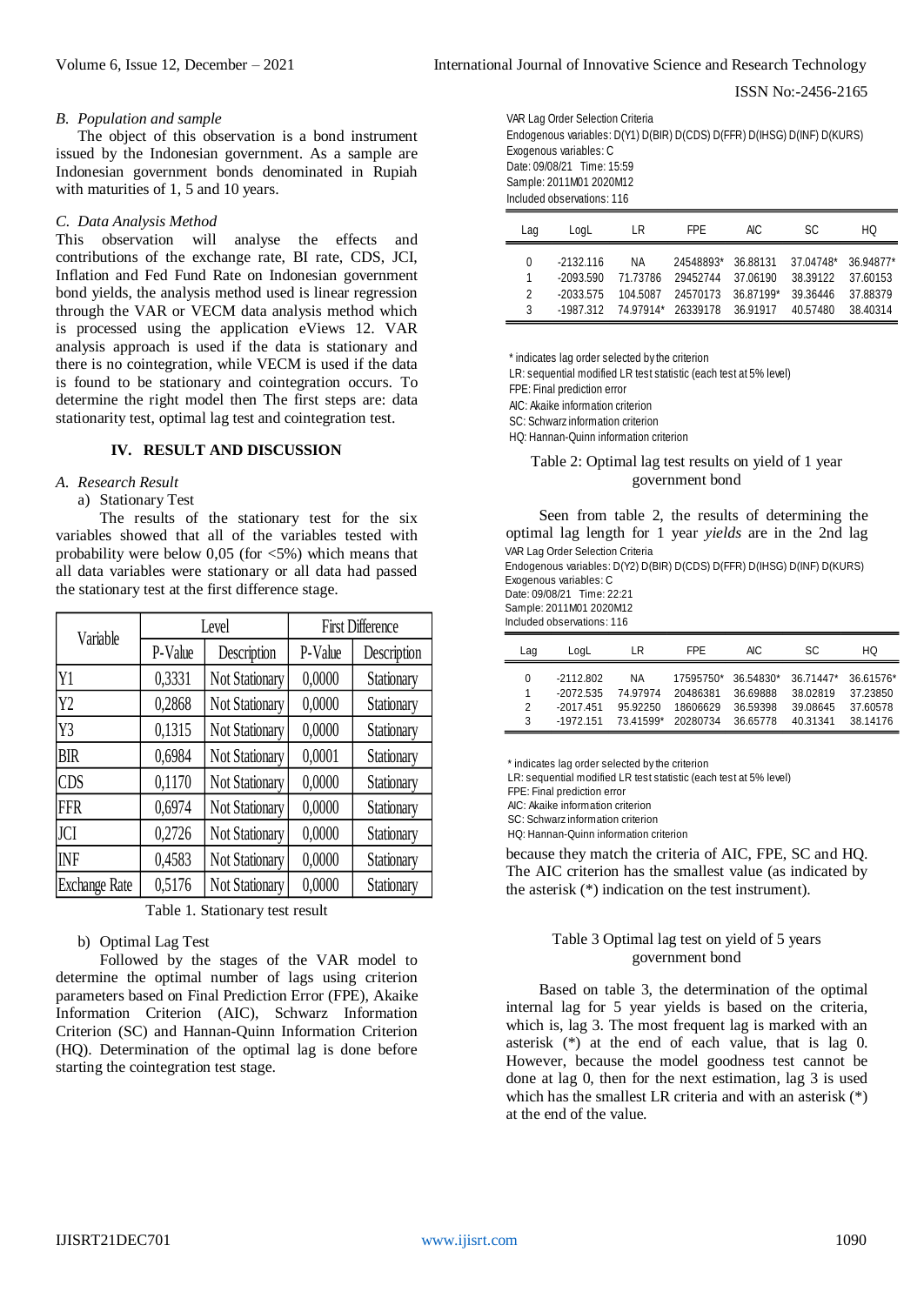### B. Population and sample

The object of this observation is a bond instrument issued by the Indonesian government. As a sample are Indonesian government bonds denominated in Rupiah with maturities of 1, 5 and 10 years.

### C. Data Analysis Method

This observation will analyse the effects and contributions of the exchange rate, BI rate, CDS, JCI, Inflation and Fed Fund Rate on Indonesian government bond yields, the analysis method used is linear regression through the VAR or VECM data analysis method which is processed using the application eViews 12. VAR analysis approach is used if the data is stationary and there is no cointegration, while VECM is used if the data is found to be stationary and cointegration occurs. To determine the right model then The first steps are: data stationarity test, optimal lag test and cointegration test.

## IV. RESULT AND DISCUSSION

### A. Research Result

a) Stationary Test

The results of the stationary test for the six variables showed that all of the variables tested with probability were below 0,05 (for <5%) which means that all data variables were stationary or all data had passed the stationary test at the first difference stage.

| Variable | Level | | First Difference | |
|---|---|---|---|---|
| | P-Value | Description | P-Value | Description |
| Y1 | 0,3331 | Not Stationary | 0,0000 | Stationary |
| Y2 | 0,2868 | Not Stationary | 0,0000 | Stationary |
| Y3 | 0,1315 | Not Stationary | 0,0000 | Stationary |
| BIR | 0,6984 | Not Stationary | 0,0001 | Stationary |
| CDS | 0,1170 | Not Stationary | 0,0000 | Stationary |
| FFR | 0,6974 | Not Stationary | 0,0000 | Stationary |
| JCI | 0,2726 | Not Stationary | 0,0000 | Stationary |
| INF | 0,4583 | Not Stationary | 0,0000 | Stationary |
| Exchange Rate | 0,5176 | Not Stationary | 0,0000 | Stationary |

Table 1. Stationary test result

b) Optimal Lag Test

Followed by the stages of the VAR model to determine the optimal number of lags using criterion parameters based on Final Prediction Error (FPE), Akaike Information Criterion (AIC), Schwarz Information Criterion (SC) and Hannan-Quinn Information Criterion (HQ). Determination of the optimal lag is done before starting the cointegration test stage.

VAR Lag Order Selection Criteria
Endogenous variables: D(Y1) D(BIR) D(CDS) D(FFR) D(IHSG) D(INF) D(KURS)
Exogenous variables: C
Date: 09/08/21 Time: 15:59
Sample: 2011M01 2020M12
Included observations: 116

| Lag | LogL | LR | FPE | AIC | SC | HQ |
|---|---|---|---|---|---|---|
| 0 | -2132.116 | NA | 24548893* | 36.88131 | 37.04748* | 36.94877* |
| 1 | -2093.590 | 71.73786 | 29452744 | 37.06190 | 38.39122 | 37.60153 |
| 2 | -2033.575 | 104.5087 | 24570173 | 36.87199* | 39.36446 | 37.88379 |
| 3 | -1987.312 | 74.97914* | 26339178 | 36.91917 | 40.57480 | 38.40314 |

* indicates lag order selected by the criterion
LR: sequential modified LR test statistic (each test at 5% level)
FPE: Final prediction error
AIC: Akaike information criterion
SC: Schwarz information criterion
HQ: Hannan-Quinn information criterion

Table 2: Optimal lag test results on yield of 1 year government bond

Seen from table 2, the results of determining the optimal lag length for 1 year *yields* are in the 2nd lag because they match the criteria of AIC, FPE, SC and HQ. The AIC criterion has the smallest value (as indicated by the asterisk (*) indication on the test instrument).

VAR Lag Order Selection Criteria
Endogenous variables: D(Y2) D(BIR) D(CDS) D(FFR) D(IHSG) D(INF) D(KURS)
Exogenous variables: C
Date: 09/08/21 Time: 22:21
Sample: 2011M01 2020M12
Included observations: 116

| Lag | LogL | LR | FPE | AIC | SC | HQ |
|---|---|---|---|---|---|---|
| 0 | -2112.802 | NA | 17595750* | 36.54830* | 36.71447* | 36.61576* |
| 1 | -2072.535 | 74.97974 | 20486381 | 36.69888 | 38.02819 | 37.23850 |
| 2 | -2017.451 | 95.92250 | 18606629 | 36.59398 | 39.08645 | 37.60578 |
| 3 | -1972.151 | 73.41599* | 20280734 | 36.65778 | 40.31341 | 38.14176 |

* indicates lag order selected by the criterion
LR: sequential modified LR test statistic (each test at 5% level)
FPE: Final prediction error
AIC: Akaike information criterion
SC: Schwarz information criterion
HQ: Hannan-Quinn information criterion

Table 3 Optimal lag test on yield of 5 years government bond

Based on table 3, the determination of the optimal internal lag for 5 year yields is based on the criteria, which is, lag 3. The most frequent lag is marked with an asterisk (*) at the end of each value, that is lag 0. However, because the model goodness test cannot be done at lag 0, then for the next estimation, lag 3 is used which has the smallest LR criteria and with an asterisk (*) at the end of the value.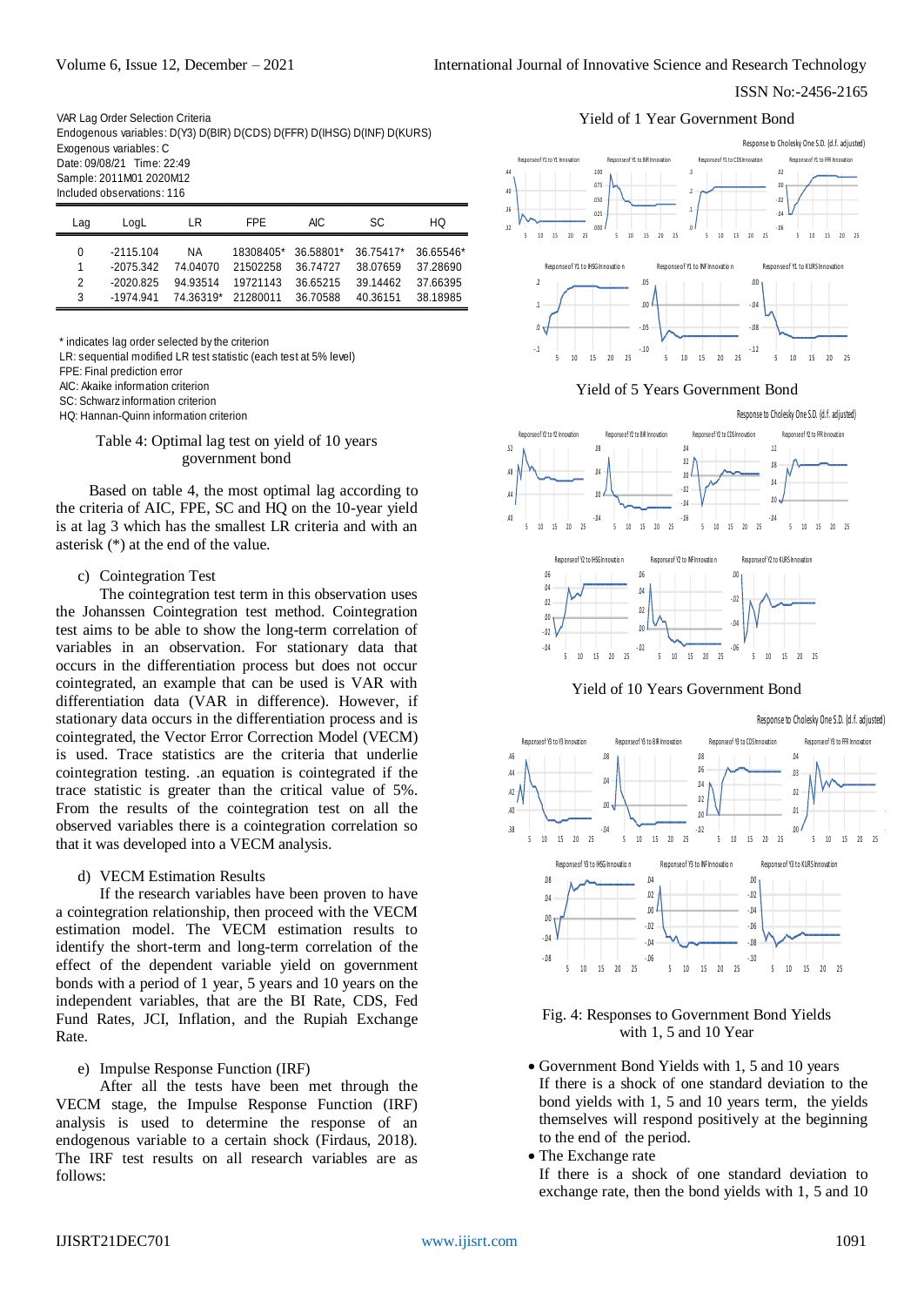VAR Lag Order Selection Criteria
Endogenous variables: D(Y3) D(BIR) D(CDS) D(FFR) D(IHSG) D(INF) D(KURS)
Exogenous variables: C
Date: 09/08/21 Time: 22:49
Sample: 2011M01 2020M12
Included observations: 116

| Lag | LogL | LR | FPE | AIC | SC | HQ |
|---|---|---|---|---|---|---|
| 0 | -2115.104 | NA | 18308405* | 36.58801* | 36.75417* | 36.65546* |
| 1 | -2075.342 | 74.04070 | 21502258 | 36.74727 | 38.07659 | 37.28690 |
| 2 | -2020.825 | 94.93514 | 19721143 | 36.65215 | 39.14462 | 37.66395 |
| 3 | -1974.941 | 74.36319* | 21280011 | 36.70588 | 40.36151 | 38.18985 |

\* indicates lag order selected by the criterion
LR: sequential modified LR test statistic (each test at 5% level)
FPE: Final prediction error
AIC: Akaike information criterion
SC: Schwarz information criterion
HQ: Hannan-Quinn information criterion

Table 4: Optimal lag test on yield of 10 years government bond

Based on table 4, the most optimal lag according to the criteria of AIC, FPE, SC and HQ on the 10-year yield is at lag 3 which has the smallest LR criteria and with an asterisk (*) at the end of the value.

c) Cointegration Test

The cointegration test term in this observation uses the Johanssen Cointegration test method. Cointegration test aims to be able to show the long-term correlation of variables in an observation. For stationary data that occurs in the differentiation process but does not occur cointegrated, an example that can be used is VAR with differentiation data (VAR in difference). However, if stationary data occurs in the differentiation process and is cointegrated, the Vector Error Correction Model (VECM) is used. Trace statistics are the criteria that underlie cointegration testing. .an equation is cointegrated if the trace statistic is greater than the critical value of 5%. From the results of the cointegration test on all the observed variables there is a cointegration correlation so that it was developed into a VECM analysis.

d) VECM Estimation Results

If the research variables have been proven to have a cointegration relationship, then proceed with the VECM estimation model. The VECM estimation results to identify the short-term and long-term correlation of the effect of the dependent variable yield on government bonds with a period of 1 year, 5 years and 10 years on the independent variables, that are the BI Rate, CDS, Fed Fund Rates, JCI, Inflation, and the Rupiah Exchange Rate.

e) Impulse Response Function (IRF)

After all the tests have been met through the VECM stage, the Impulse Response Function (IRF) analysis is used to determine the response of an endogenous variable to a certain shock (Firdaus, 2018). The IRF test results on all research variables are as follows:

Yield of 1 Year Government Bond

Response to Cholesky One S.D. (d.f. adjusted)

Response of Y1 to Y1 Innovation
Response of Y1 to BIR Innovation
Response of Y1 to CDS Innovation
Response of Y1 to FFR Innovation
Response of Y1 to IHSG Innovation
Response of Y1 to INF Innovation
Response of Y1 to KURS Innovation

Yield of 5 Years Government Bond

Response to Cholesky One S.D. (d.f. adjusted)

Response of Y2 to Y2 Innovation
Response of Y2 to BIR Innovation
Response of Y2 to CDS Innovation
Response of Y2 to FFR Innovation
Response of Y2 to IHSG Innovation
Response of Y2 to INF Innovation
Response of Y2 to KURS Innovation

Yield of 10 Years Government Bond

Response to Cholesky One S.D. (d.f. adjusted)

Response of Y3 to Y3 Innovation
Response of Y3 to BIR Innovation
Response of Y3 to CDS Innovation
Response of Y3 to FFR Innovation
Response of Y3 to IHSG Innovation
Response of Y3 to INF Innovation
Response of Y3 to KURS Innovation

Fig. 4: Responses to Government Bond Yields with 1, 5 and 10 Year

- Government Bond Yields with 1, 5 and 10 years
  If there is a shock of one standard deviation to the bond yields with 1, 5 and 10 years term, the yields themselves will respond positively at the beginning to the end of the period.
- The Exchange rate
  If there is a shock of one standard deviation to exchange rate, then the bond yields with 1, 5 and 10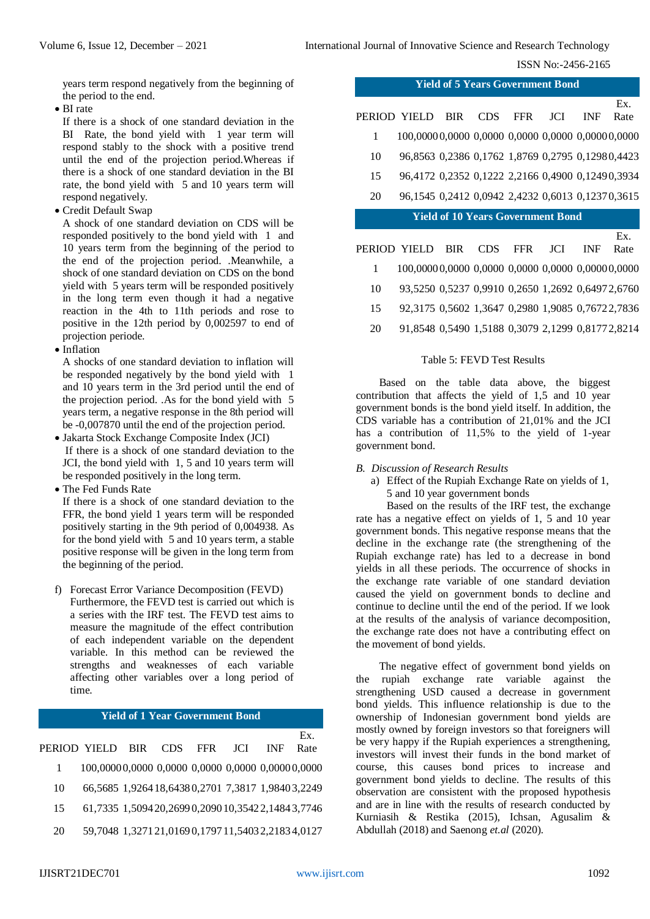years term respond negatively from the beginning of the period to the end.

- BI rate
  If there is a shock of one standard deviation in the BI Rate, the bond yield with 1 year term will respond stably to the shock with a positive trend until the end of the projection period.Whereas if there is a shock of one standard deviation in the BI rate, the bond yield with 5 and 10 years term will respond negatively.
- Credit Default Swap
  A shock of one standard deviation on CDS will be responded positively to the bond yield with 1 and 10 years term from the beginning of the period to the end of the projection period. .Meanwhile, a shock of one standard deviation on CDS on the bond yield with 5 years term will be responded positively in the long term even though it had a negative reaction in the 4th to 11th periods and rose to positive in the 12th period by 0,002597 to end of projection periode.
- Inflation
  A shocks of one standard deviation to inflation will be responded negatively by the bond yield with 1 and 10 years term in the 3rd period until the end of the projection period. .As for the bond yield with 5 years term, a negative response in the 8th period will be -0,007870 until the end of the projection period.
- Jakarta Stock Exchange Composite Index (JCI)
  If there is a shock of one standard deviation to the JCI, the bond yield with 1, 5 and 10 years term will be responded positively in the long term.
- The Fed Funds Rate
  If there is a shock of one standard deviation to the FFR, the bond yield 1 years term will be responded positively starting in the 9th period of 0,004938. As for the bond yield with 5 and 10 years term, a stable positive response will be given in the long term from the beginning of the period.

f) Forecast Error Variance Decomposition (FEVD)
Furthermore, the FEVD test is carried out which is a series with the IRF test. The FEVD test aims to measure the magnitude of the effect contribution of each independent variable on the dependent variable. In this method can be reviewed the strengths and weaknesses of each variable affecting other variables over a long period of time.

**Yield of 1 Year Government Bond**

| PERIOD | YIELD | BIR | CDS | FFR | JCI | INF | Ex. Rate |
|---|---|---|---|---|---|---|---|
| 1 | 100,0000 | 0,0000 | 0,0000 | 0,0000 | 0,0000 | 0,0000 | 0,0000 |
| 10 | 66,5685 | 1,9264 | 18,6438 | 0,2701 | 7,3817 | 1,9840 | 3,2249 |
| 15 | 61,7335 | 1,5094 | 20,2699 | 0,2090 | 10,3542 | 2,1484 | 3,7746 |
| 20 | 59,7048 | 1,3271 | 21,0169 | 0,1797 | 11,5403 | 2,2183 | 4,0127 |

**Yield of 5 Years Government Bond**

| PERIOD | YIELD | BIR | CDS | FFR | JCI | INF | Ex. Rate |
|---|---|---|---|---|---|---|---|
| 1 | 100,0000 | 0,0000 | 0,0000 | 0,0000 | 0,0000 | 0,0000 | 0,0000 |
| 10 | 96,8563 | 0,2386 | 0,1762 | 1,8769 | 0,2795 | 0,1298 | 0,4423 |
| 15 | 96,4172 | 0,2352 | 0,1222 | 2,2166 | 0,4900 | 0,1249 | 0,3934 |
| 20 | 96,1545 | 0,2412 | 0,0942 | 2,4232 | 0,6013 | 0,1237 | 0,3615 |

**Yield of 10 Years Government Bond**

| PERIOD | YIELD | BIR | CDS | FFR | JCI | INF | Ex. Rate |
|---|---|---|---|---|---|---|---|
| 1 | 100,0000 | 0,0000 | 0,0000 | 0,0000 | 0,0000 | 0,0000 | 0,0000 |
| 10 | 93,5250 | 0,5237 | 0,9910 | 0,2650 | 1,2692 | 0,6497 | 2,6760 |
| 15 | 92,3175 | 0,5602 | 1,3647 | 0,2980 | 1,9085 | 0,7672 | 2,7836 |
| 20 | 91,8548 | 0,5490 | 1,5188 | 0,3079 | 2,1299 | 0,8177 | 2,8214 |

Table 5: FEVD Test Results

Based on the table data above, the biggest contribution that affects the yield of 1,5 and 10 year government bonds is the bond yield itself. In addition, the CDS variable has a contribution of 21,01% and the JCI has a contribution of 11,5% to the yield of 1-year government bond.

*B. Discussion of Research Results*

a) Effect of the Rupiah Exchange Rate on yields of 1, 5 and 10 year government bonds

Based on the results of the IRF test, the exchange rate has a negative effect on yields of 1, 5 and 10 year government bonds. This negative response means that the decline in the exchange rate (the strengthening of the Rupiah exchange rate) has led to a decrease in bond yields in all these periods. The occurrence of shocks in the exchange rate variable of one standard deviation caused the yield on government bonds to decline and continue to decline until the end of the period. If we look at the results of the analysis of variance decomposition, the exchange rate does not have a contributing effect on the movement of bond yields.

The negative effect of government bond yields on the rupiah exchange rate variable against the strengthening USD caused a decrease in government bond yields. This influence relationship is due to the ownership of Indonesian government bond yields are mostly owned by foreign investors so that foreigners will be very happy if the Rupiah experiences a strengthening, investors will invest their funds in the bond market of course, this causes bond prices to increase and government bond yields to decline. The results of this observation are consistent with the proposed hypothesis and are in line with the results of research conducted by Kurniasih & Restika (2015), Ichsan, Agusalim & Abdullah (2018) and Saenong *et.al* (2020).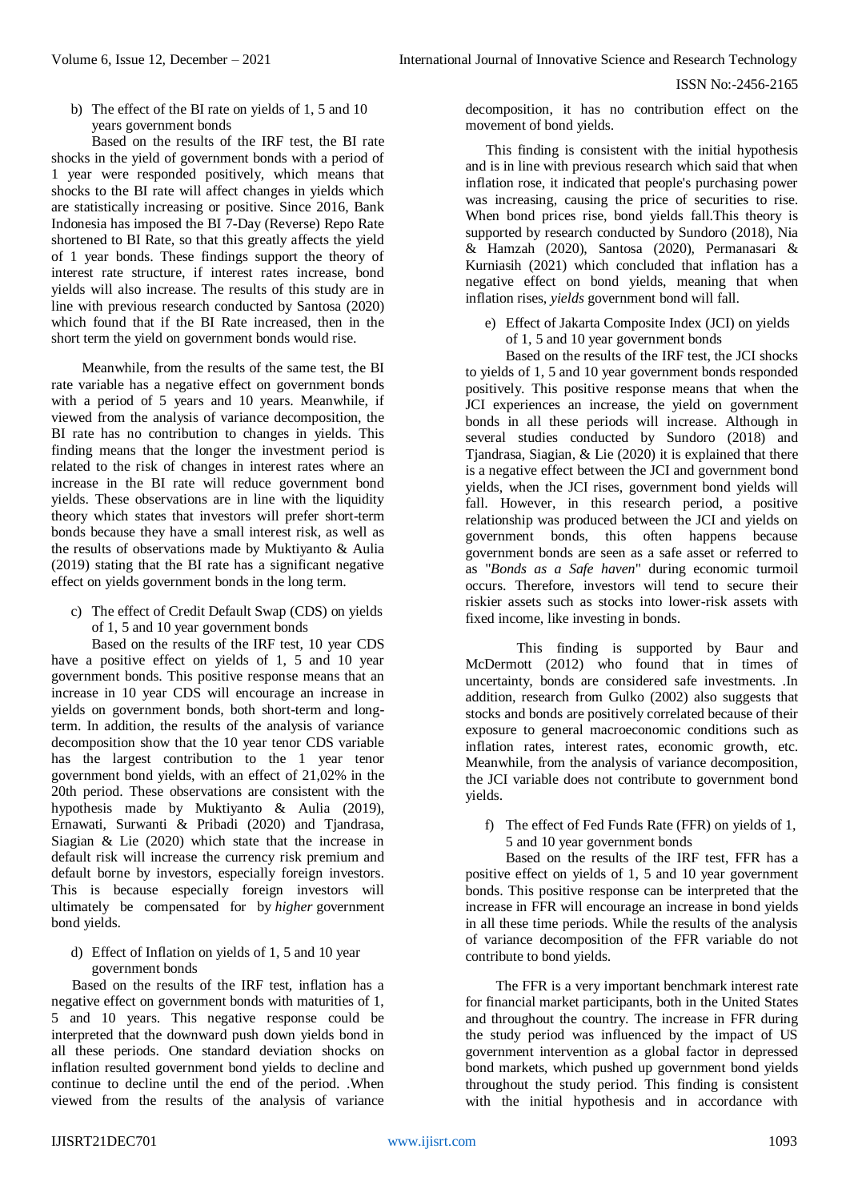b) The effect of the BI rate on yields of 1, 5 and 10 years government bonds

Based on the results of the IRF test, the BI rate shocks in the yield of government bonds with a period of 1 year were responded positively, which means that shocks to the BI rate will affect changes in yields which are statistically increasing or positive. Since 2016, Bank Indonesia has imposed the BI 7-Day (Reverse) Repo Rate shortened to BI Rate, so that this greatly affects the yield of 1 year bonds. These findings support the theory of interest rate structure, if interest rates increase, bond yields will also increase. The results of this study are in line with previous research conducted by Santosa (2020) which found that if the BI Rate increased, then in the short term the yield on government bonds would rise.

Meanwhile, from the results of the same test, the BI rate variable has a negative effect on government bonds with a period of 5 years and 10 years. Meanwhile, if viewed from the analysis of variance decomposition, the BI rate has no contribution to changes in yields. This finding means that the longer the investment period is related to the risk of changes in interest rates where an increase in the BI rate will reduce government bond yields. These observations are in line with the liquidity theory which states that investors will prefer short-term bonds because they have a small interest risk, as well as the results of observations made by Muktiyanto & Aulia (2019) stating that the BI rate has a significant negative effect on yields government bonds in the long term.

c) The effect of Credit Default Swap (CDS) on yields of 1, 5 and 10 year government bonds

Based on the results of the IRF test, 10 year CDS have a positive effect on yields of 1, 5 and 10 year government bonds. This positive response means that an increase in 10 year CDS will encourage an increase in yields on government bonds, both short-term and long-term. In addition, the results of the analysis of variance decomposition show that the 10 year tenor CDS variable has the largest contribution to the 1 year tenor government bond yields, with an effect of 21,02% in the 20th period. These observations are consistent with the hypothesis made by Muktiyanto & Aulia (2019), Ernawati, Surwanti & Pribadi (2020) and Tjandrasa, Siagian & Lie (2020) which state that the increase in default risk will increase the currency risk premium and default borne by investors, especially foreign investors. This is because especially foreign investors will ultimately be compensated for by *higher* government bond yields.

d) Effect of Inflation on yields of 1, 5 and 10 year government bonds

Based on the results of the IRF test, inflation has a negative effect on government bonds with maturities of 1, 5 and 10 years. This negative response could be interpreted that the downward push down yields bond in all these periods. One standard deviation shocks on inflation resulted government bond yields to decline and continue to decline until the end of the period. .When viewed from the results of the analysis of variance decomposition, it has no contribution effect on the movement of bond yields.

This finding is consistent with the initial hypothesis and is in line with previous research which said that when inflation rose, it indicated that people's purchasing power was increasing, causing the price of securities to rise. When bond prices rise, bond yields fall.This theory is supported by research conducted by Sundoro (2018), Nia & Hamzah (2020), Santosa (2020), Permanasari & Kurniasih (2021) which concluded that inflation has a negative effect on bond yields, meaning that when inflation rises, *yields* government bond will fall.

e) Effect of Jakarta Composite Index (JCI) on yields of 1, 5 and 10 year government bonds

Based on the results of the IRF test, the JCI shocks to yields of 1, 5 and 10 year government bonds responded positively. This positive response means that when the JCI experiences an increase, the yield on government bonds in all these periods will increase. Although in several studies conducted by Sundoro (2018) and Tjandrasa, Siagian, & Lie (2020) it is explained that there is a negative effect between the JCI and government bond yields, when the JCI rises, government bond yields will fall. However, in this research period, a positive relationship was produced between the JCI and yields on government bonds, this often happens because government bonds are seen as a safe asset or referred to as "*Bonds as a Safe haven*" during economic turmoil occurs. Therefore, investors will tend to secure their riskier assets such as stocks into lower-risk assets with fixed income, like investing in bonds.

This finding is supported by Baur and McDermott (2012) who found that in times of uncertainty, bonds are considered safe investments. .In addition, research from Gulko (2002) also suggests that stocks and bonds are positively correlated because of their exposure to general macroeconomic conditions such as inflation rates, interest rates, economic growth, etc. Meanwhile, from the analysis of variance decomposition, the JCI variable does not contribute to government bond yields.

f) The effect of Fed Funds Rate (FFR) on yields of 1, 5 and 10 year government bonds

Based on the results of the IRF test, FFR has a positive effect on yields of 1, 5 and 10 year government bonds. This positive response can be interpreted that the increase in FFR will encourage an increase in bond yields in all these time periods. While the results of the analysis of variance decomposition of the FFR variable do not contribute to bond yields.

The FFR is a very important benchmark interest rate for financial market participants, both in the United States and throughout the country. The increase in FFR during the study period was influenced by the impact of US government intervention as a global factor in depressed bond markets, which pushed up government bond yields throughout the study period. This finding is consistent with the initial hypothesis and in accordance with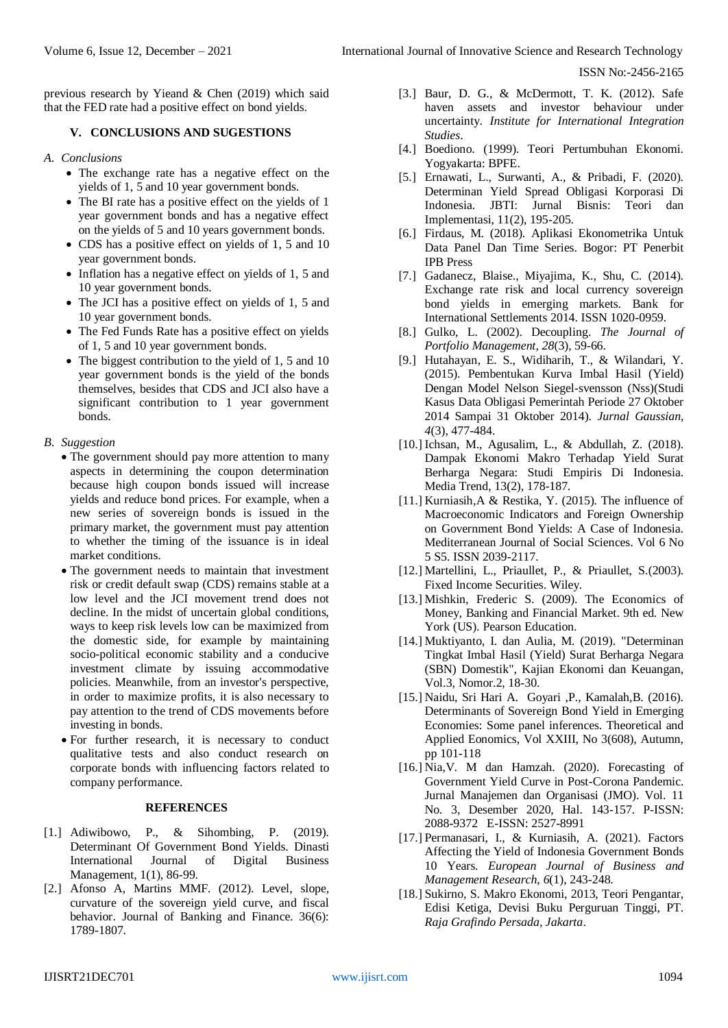previous research by Yieand & Chen (2019) which said that the FED rate had a positive effect on bond yields.

## V. CONCLUSIONS AND SUGESTIONS

### A. Conclusions

- The exchange rate has a negative effect on the yields of 1, 5 and 10 year government bonds.
- The BI rate has a positive effect on the yields of 1 year government bonds and has a negative effect on the yields of 5 and 10 years government bonds.
- CDS has a positive effect on yields of 1, 5 and 10 year government bonds.
- Inflation has a negative effect on yields of 1, 5 and 10 year government bonds.
- The JCI has a positive effect on yields of 1, 5 and 10 year government bonds.
- The Fed Funds Rate has a positive effect on yields of 1, 5 and 10 year government bonds.
- The biggest contribution to the yield of 1, 5 and 10 year government bonds is the yield of the bonds themselves, besides that CDS and JCI also have a significant contribution to 1 year government bonds.

### B. Suggestion

- The government should pay more attention to many aspects in determining the coupon determination because high coupon bonds issued will increase yields and reduce bond prices. For example, when a new series of sovereign bonds is issued in the primary market, the government must pay attention to whether the timing of the issuance is in ideal market conditions.
- The government needs to maintain that investment risk or credit default swap (CDS) remains stable at a low level and the JCI movement trend does not decline. In the midst of uncertain global conditions, ways to keep risk levels low can be maximized from the domestic side, for example by maintaining socio-political economic stability and a conducive investment climate by issuing accommodative policies. Meanwhile, from an investor's perspective, in order to maximize profits, it is also necessary to pay attention to the trend of CDS movements before investing in bonds.
- For further research, it is necessary to conduct qualitative tests and also conduct research on corporate bonds with influencing factors related to company performance.

## REFERENCES

[1.] Adiwibowo, P., & Sihombing, P. (2019). Determinant Of Government Bond Yields. Dinasti International Journal of Digital Business Management, 1(1), 86-99.

[2.] Afonso A, Martins MMF. (2012). Level, slope, curvature of the sovereign yield curve, and fiscal behavior. Journal of Banking and Finance. 36(6): 1789-1807.

[3.] Baur, D. G., & McDermott, T. K. (2012). Safe haven assets and investor behaviour under uncertainty. *Institute for International Integration Studies*.

[4.] Boediono. (1999). Teori Pertumbuhan Ekonomi. Yogyakarta: BPFE.

[5.] Ernawati, L., Surwanti, A., & Pribadi, F. (2020). Determinan Yield Spread Obligasi Korporasi Di Indonesia. JBTI: Jurnal Bisnis: Teori dan Implementasi, 11(2), 195-205.

[6.] Firdaus, M. (2018). Aplikasi Ekonometrika Untuk Data Panel Dan Time Series. Bogor: PT Penerbit IPB Press

[7.] Gadanecz, Blaise., Miyajima, K., Shu, C. (2014). Exchange rate risk and local currency sovereign bond yields in emerging markets. Bank for International Settlements 2014. ISSN 1020-0959.

[8.] Gulko, L. (2002). Decoupling. *The Journal of Portfolio Management*, *28*(3), 59-66.

[9.] Hutahayan, E. S., Widiharih, T., & Wilandari, Y. (2015). Pembentukan Kurva Imbal Hasil (Yield) Dengan Model Nelson Siegel-svensson (Nss)(Studi Kasus Data Obligasi Pemerintah Periode 27 Oktober 2014 Sampai 31 Oktober 2014). *Jurnal Gaussian*, *4*(3), 477-484.

[10.] Ichsan, M., Agusalim, L., & Abdullah, Z. (2018). Dampak Ekonomi Makro Terhadap Yield Surat Berharga Negara: Studi Empiris Di Indonesia. Media Trend, 13(2), 178-187.

[11.] Kurniasih,A & Restika, Y. (2015). The influence of Macroeconomic Indicators and Foreign Ownership on Government Bond Yields: A Case of Indonesia. Mediterranean Journal of Social Sciences. Vol 6 No 5 S5. ISSN 2039-2117.

[12.] Martellini, L., Priaullet, P., & Priaullet, S.(2003). Fixed Income Securities. Wiley.

[13.] Mishkin, Frederic S. (2009). The Economics of Money, Banking and Financial Market. 9th ed. New York (US). Pearson Education.

[14.] Muktiyanto, I. dan Aulia, M. (2019). "Determinan Tingkat Imbal Hasil (Yield) Surat Berharga Negara (SBN) Domestik", Kajian Ekonomi dan Keuangan, Vol.3, Nomor.2, 18-30.

[15.] Naidu, Sri Hari A. Goyari ,P., Kamalah,B. (2016). Determinants of Sovereign Bond Yield in Emerging Economies: Some panel inferences. Theoretical and Applied Eonomics, Vol XXIII, No 3(608), Autumn, pp 101-118

[16.] Nia,V. M dan Hamzah. (2020). Forecasting of Government Yield Curve in Post-Corona Pandemic. Jurnal Manajemen dan Organisasi (JMO). Vol. 11 No. 3, Desember 2020, Hal. 143-157. P-ISSN: 2088-9372 E-ISSN: 2527-8991

[17.] Permanasari, I., & Kurniasih, A. (2021). Factors Affecting the Yield of Indonesia Government Bonds 10 Years. *European Journal of Business and Management Research*, *6*(1), 243-248.

[18.] Sukirno, S. Makro Ekonomi, 2013, Teori Pengantar, Edisi Ketiga, Devisi Buku Perguruan Tinggi, PT. *Raja Grafindo Persada, Jakarta*.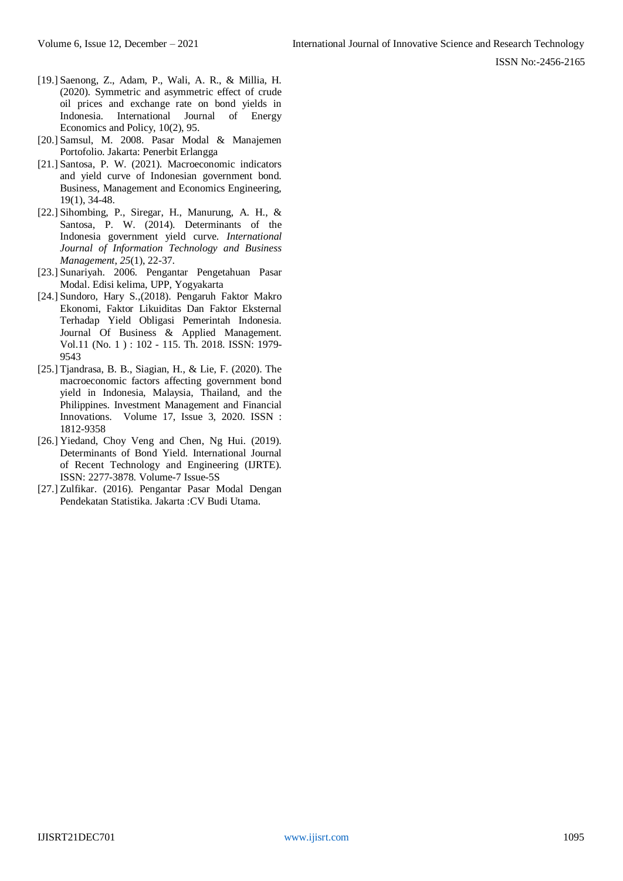[19.] Saenong, Z., Adam, P., Wali, A. R., & Millia, H. (2020). Symmetric and asymmetric effect of crude oil prices and exchange rate on bond yields in Indonesia. International Journal of Energy Economics and Policy, 10(2), 95.

[20.] Samsul, M. 2008. Pasar Modal & Manajemen Portofolio. Jakarta: Penerbit Erlangga

[21.] Santosa, P. W. (2021). Macroeconomic indicators and yield curve of Indonesian government bond. Business, Management and Economics Engineering, 19(1), 34-48.

[22.] Sihombing, P., Siregar, H., Manurung, A. H., & Santosa, P. W. (2014). Determinants of the Indonesia government yield curve. *International Journal of Information Technology and Business Management*, *25*(1), 22-37.

[23.] Sunariyah. 2006. Pengantar Pengetahuan Pasar Modal. Edisi kelima, UPP, Yogyakarta

[24.] Sundoro, Hary S.,(2018). Pengaruh Faktor Makro Ekonomi, Faktor Likuiditas Dan Faktor Eksternal Terhadap Yield Obligasi Pemerintah Indonesia. Journal Of Business & Applied Management. Vol.11 (No. 1 ) : 102 - 115. Th. 2018. ISSN: 1979-9543

[25.] Tjandrasa, B. B., Siagian, H., & Lie, F. (2020). The macroeconomic factors affecting government bond yield in Indonesia, Malaysia, Thailand, and the Philippines. Investment Management and Financial Innovations. Volume 17, Issue 3, 2020. ISSN : 1812-9358

[26.] Yiedand, Choy Veng and Chen, Ng Hui. (2019). Determinants of Bond Yield. International Journal of Recent Technology and Engineering (IJRTE). ISSN: 2277-3878. Volume-7 Issue-5S

[27.] Zulfikar. (2016). Pengantar Pasar Modal Dengan Pendekatan Statistika. Jakarta :CV Budi Utama.